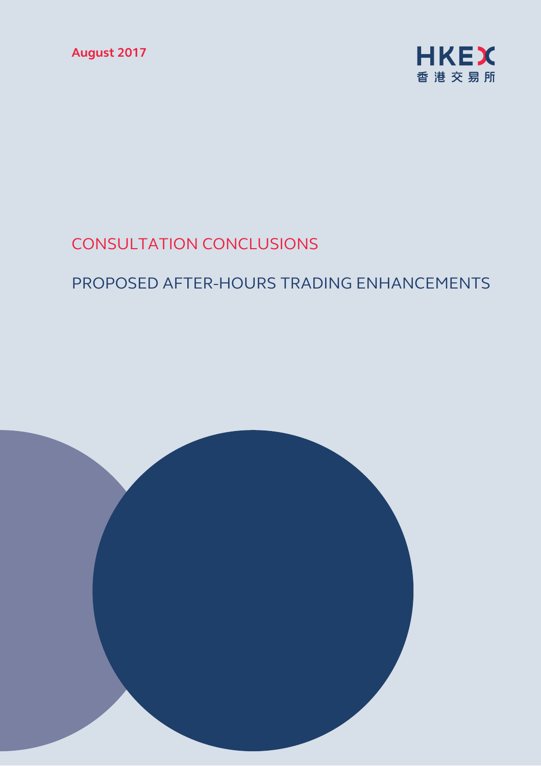August 2017

HKEX
香港交易所

# CONSULTATION CONCLUSIONS

## PROPOSED AFTER-HOURS TRADING ENHANCEMENTS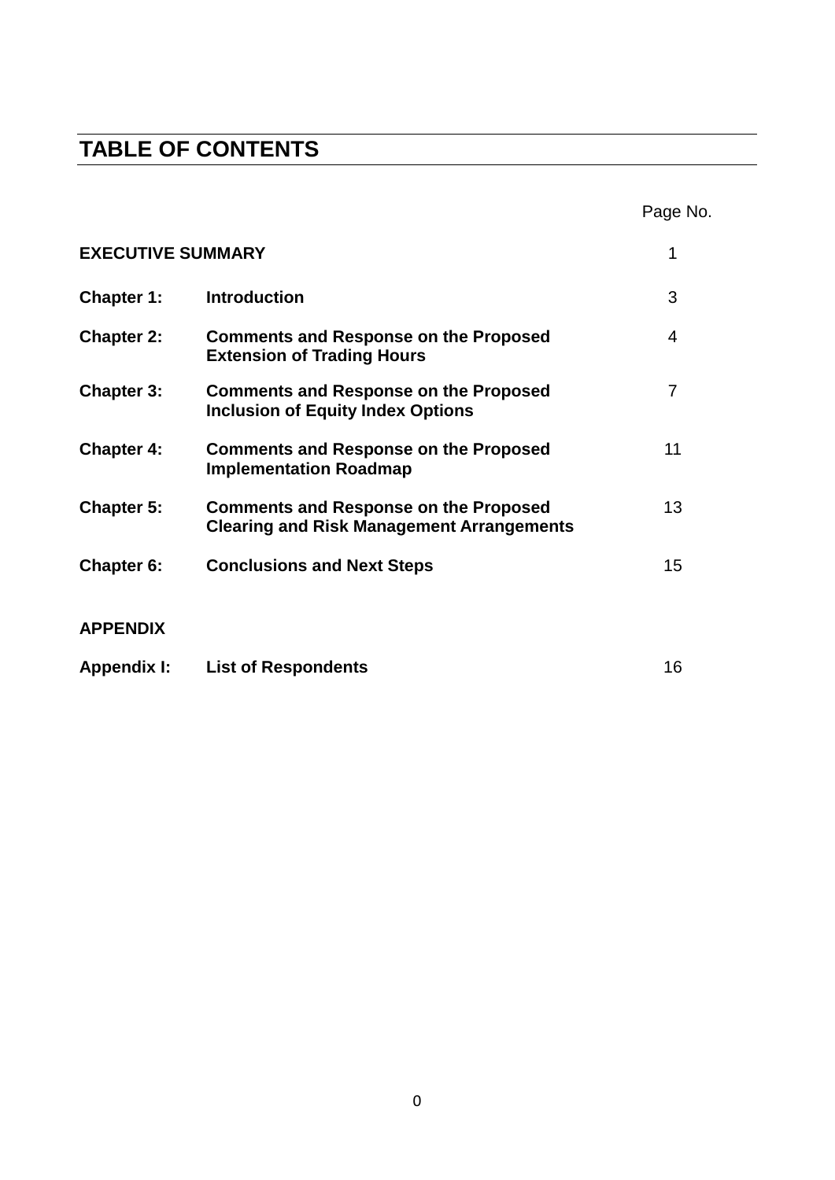## TABLE OF CONTENTS

| | | Page No. |
|---|---|---|
| **EXECUTIVE SUMMARY** | | 1 |
| **Chapter 1:** | **Introduction** | 3 |
| **Chapter 2:** | **Comments and Response on the Proposed Extension of Trading Hours** | 4 |
| **Chapter 3:** | **Comments and Response on the Proposed Inclusion of Equity Index Options** | 7 |
| **Chapter 4:** | **Comments and Response on the Proposed Implementation Roadmap** | 11 |
| **Chapter 5:** | **Comments and Response on the Proposed Clearing and Risk Management Arrangements** | 13 |
| **Chapter 6:** | **Conclusions and Next Steps** | 15 |
| **APPENDIX** | | |
| **Appendix I:** | **List of Respondents** | 16 |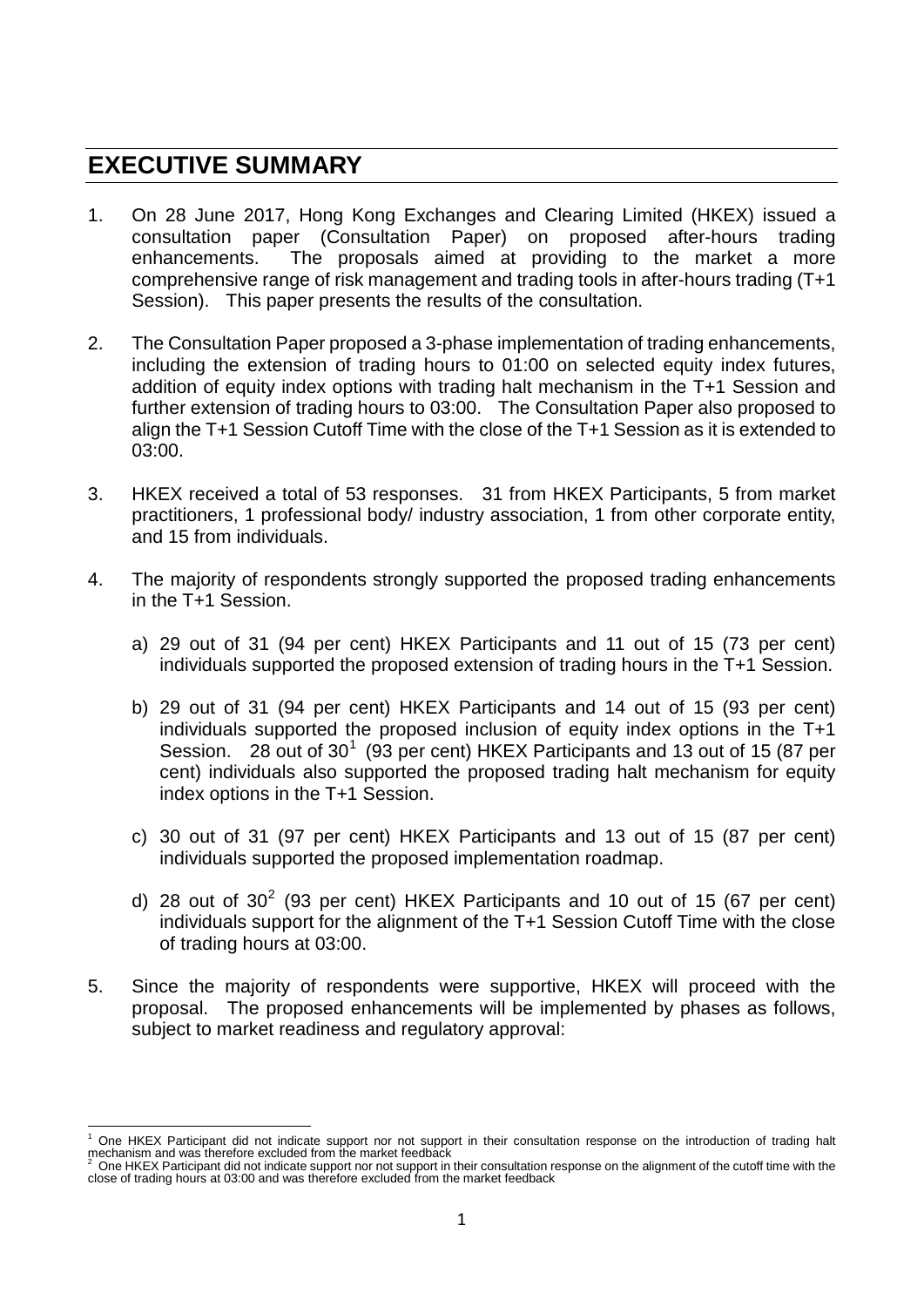# EXECUTIVE SUMMARY

1. On 28 June 2017, Hong Kong Exchanges and Clearing Limited (HKEX) issued a consultation paper (Consultation Paper) on proposed after-hours trading enhancements. The proposals aimed at providing to the market a more comprehensive range of risk management and trading tools in after-hours trading (T+1 Session). This paper presents the results of the consultation.

2. The Consultation Paper proposed a 3-phase implementation of trading enhancements, including the extension of trading hours to 01:00 on selected equity index futures, addition of equity index options with trading halt mechanism in the T+1 Session and further extension of trading hours to 03:00. The Consultation Paper also proposed to align the T+1 Session Cutoff Time with the close of the T+1 Session as it is extended to 03:00.

3. HKEX received a total of 53 responses. 31 from HKEX Participants, 5 from market practitioners, 1 professional body/ industry association, 1 from other corporate entity, and 15 from individuals.

4. The majority of respondents strongly supported the proposed trading enhancements in the T+1 Session.

   a) 29 out of 31 (94 per cent) HKEX Participants and 11 out of 15 (73 per cent) individuals supported the proposed extension of trading hours in the T+1 Session.

   b) 29 out of 31 (94 per cent) HKEX Participants and 14 out of 15 (93 per cent) individuals supported the proposed inclusion of equity index options in the T+1 Session. 28 out of 30[1] (93 per cent) HKEX Participants and 13 out of 15 (87 per cent) individuals also supported the proposed trading halt mechanism for equity index options in the T+1 Session.

   c) 30 out of 31 (97 per cent) HKEX Participants and 13 out of 15 (87 per cent) individuals supported the proposed implementation roadmap.

   d) 28 out of 30[2] (93 per cent) HKEX Participants and 10 out of 15 (67 per cent) individuals support for the alignment of the T+1 Session Cutoff Time with the close of trading hours at 03:00.

5. Since the majority of respondents were supportive, HKEX will proceed with the proposal. The proposed enhancements will be implemented by phases as follows, subject to market readiness and regulatory approval:

---

[1] One HKEX Participant did not indicate support nor not support in their consultation response on the introduction of trading halt mechanism and was therefore excluded from the market feedback

[2] One HKEX Participant did not indicate support nor not support in their consultation response on the alignment of the cutoff time with the close of trading hours at 03:00 and was therefore excluded from the market feedback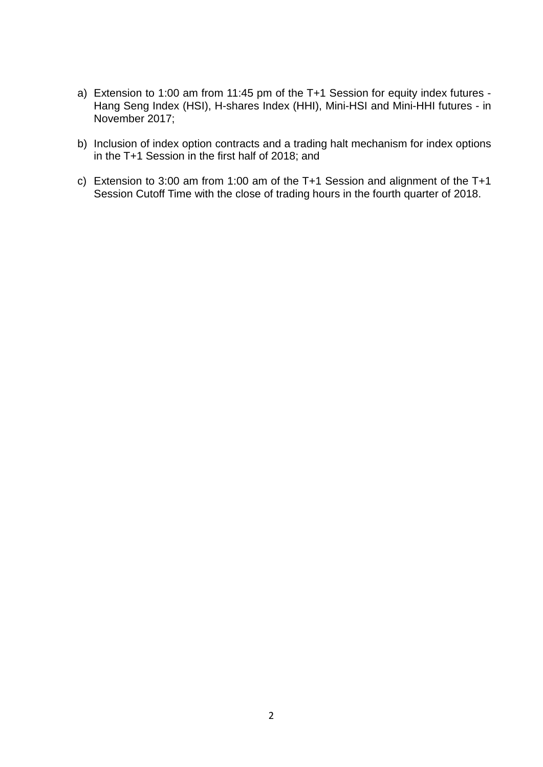a) Extension to 1:00 am from 11:45 pm of the T+1 Session for equity index futures - Hang Seng Index (HSI), H-shares Index (HHI), Mini-HSI and Mini-HHI futures - in November 2017;

b) Inclusion of index option contracts and a trading halt mechanism for index options in the T+1 Session in the first half of 2018; and

c) Extension to 3:00 am from 1:00 am of the T+1 Session and alignment of the T+1 Session Cutoff Time with the close of trading hours in the fourth quarter of 2018.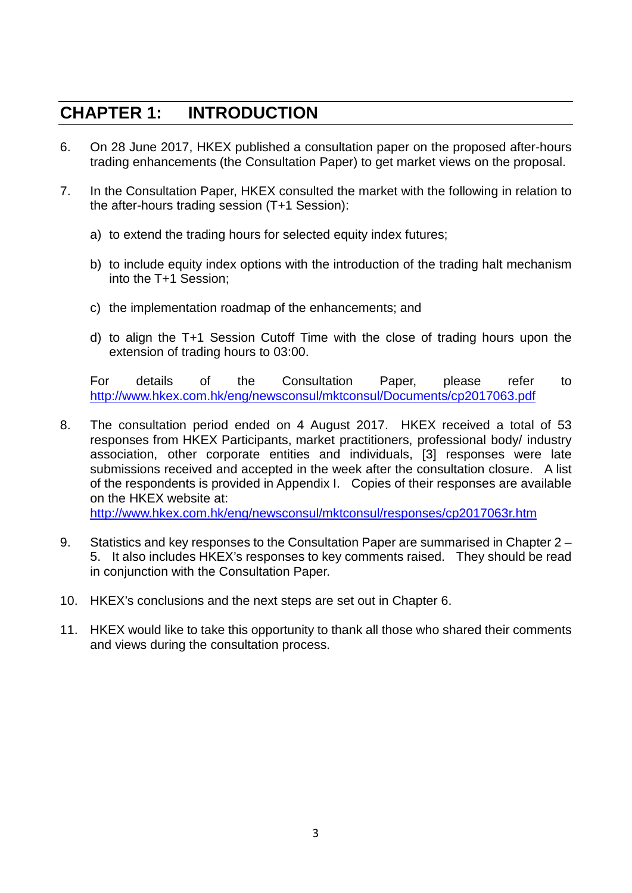# CHAPTER 1: INTRODUCTION

6. On 28 June 2017, HKEX published a consultation paper on the proposed after-hours trading enhancements (the Consultation Paper) to get market views on the proposal.

7. In the Consultation Paper, HKEX consulted the market with the following in relation to the after-hours trading session (T+1 Session):

   a) to extend the trading hours for selected equity index futures;

   b) to include equity index options with the introduction of the trading halt mechanism into the T+1 Session;

   c) the implementation roadmap of the enhancements; and

   d) to align the T+1 Session Cutoff Time with the close of trading hours upon the extension of trading hours to 03:00.

   For details of the Consultation Paper, please refer to http://www.hkex.com.hk/eng/newsconsul/mktconsul/Documents/cp2017063.pdf

8. The consultation period ended on 4 August 2017. HKEX received a total of 53 responses from HKEX Participants, market practitioners, professional body/ industry association, other corporate entities and individuals, [3] responses were late submissions received and accepted in the week after the consultation closure. A list of the respondents is provided in Appendix I. Copies of their responses are available on the HKEX website at:
   http://www.hkex.com.hk/eng/newsconsul/mktconsul/responses/cp2017063r.htm

9. Statistics and key responses to the Consultation Paper are summarised in Chapter 2 – 5. It also includes HKEX's responses to key comments raised. They should be read in conjunction with the Consultation Paper.

10. HKEX's conclusions and the next steps are set out in Chapter 6.

11. HKEX would like to take this opportunity to thank all those who shared their comments and views during the consultation process.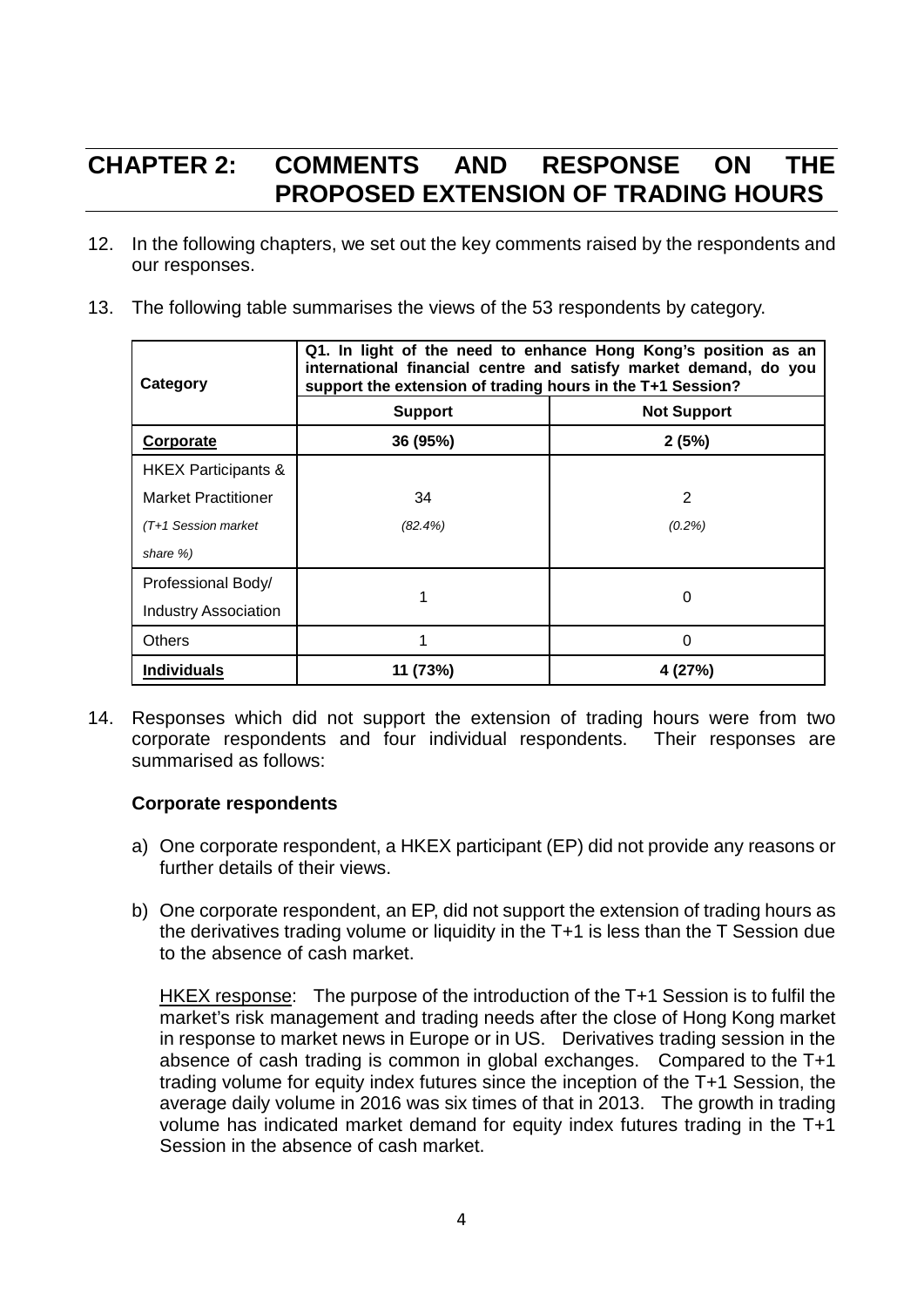# CHAPTER 2: COMMENTS AND RESPONSE ON THE PROPOSED EXTENSION OF TRADING HOURS

12. In the following chapters, we set out the key comments raised by the respondents and our responses.

13. The following table summarises the views of the 53 respondents by category.

| Category | **Q1. In light of the need to enhance Hong Kong's position as an international financial centre and satisfy market demand, do you support the extension of trading hours in the T+1 Session?** | |
|---|---|---|
| | **Support** | **Not Support** |
| **Corporate** | **36 (95%)** | **2 (5%)** |
| HKEX Participants & Market Practitioner *(T+1 Session market share %)* | 34 *(82.4%)* | 2 *(0.2%)* |
| Professional Body/ Industry Association | 1 | 0 |
| Others | 1 | 0 |
| **Individuals** | **11 (73%)** | **4 (27%)** |

14. Responses which did not support the extension of trading hours were from two corporate respondents and four individual respondents. Their responses are summarised as follows:

**Corporate respondents**

a) One corporate respondent, a HKEX participant (EP) did not provide any reasons or further details of their views.

b) One corporate respondent, an EP, did not support the extension of trading hours as the derivatives trading volume or liquidity in the T+1 is less than the T Session due to the absence of cash market.

   HKEX response: The purpose of the introduction of the T+1 Session is to fulfil the market's risk management and trading needs after the close of Hong Kong market in response to market news in Europe or in US. Derivatives trading session in the absence of cash trading is common in global exchanges. Compared to the T+1 trading volume for equity index futures since the inception of the T+1 Session, the average daily volume in 2016 was six times of that in 2013. The growth in trading volume has indicated market demand for equity index futures trading in the T+1 Session in the absence of cash market.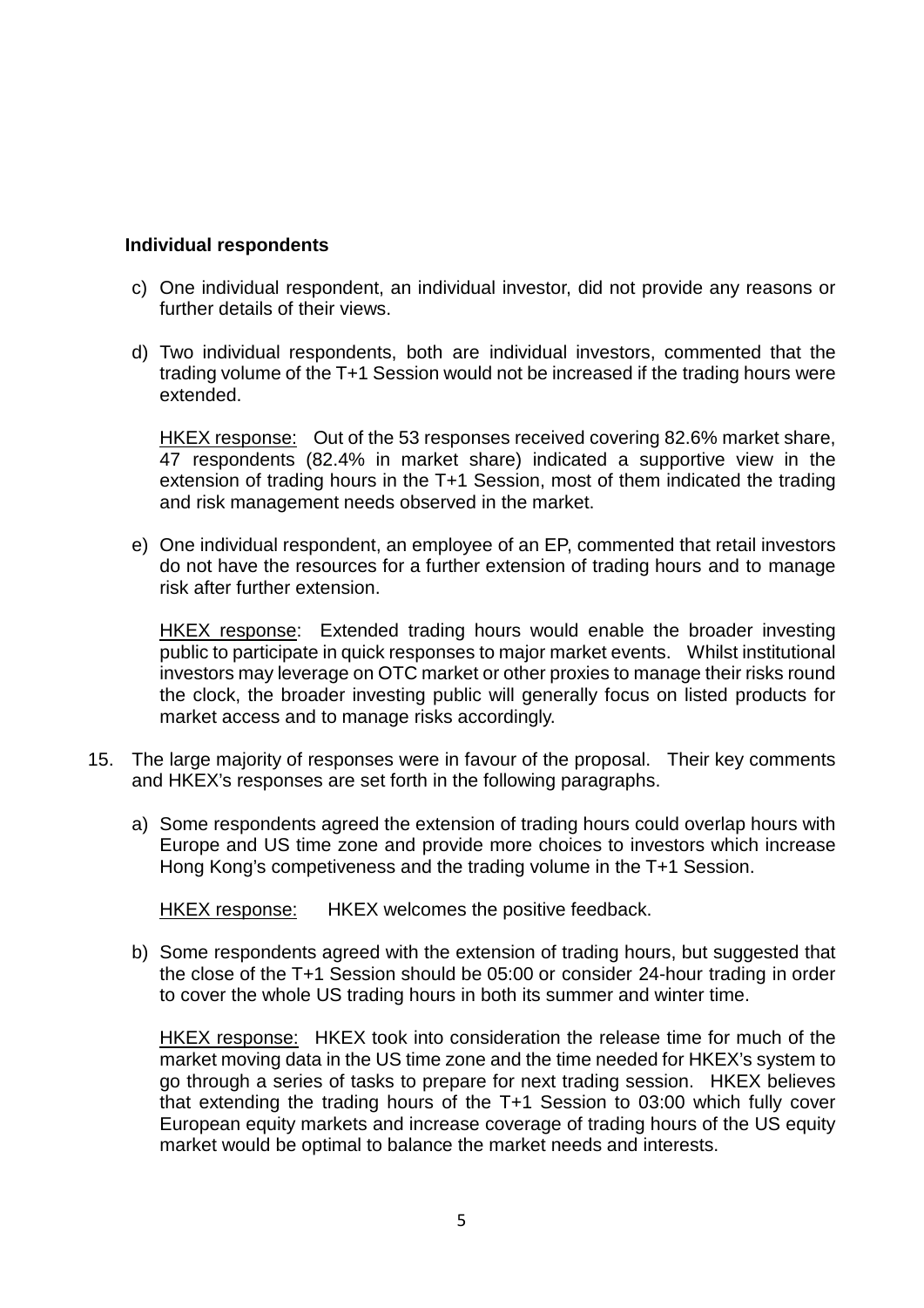**Individual respondents**

c) One individual respondent, an individual investor, did not provide any reasons or further details of their views.

d) Two individual respondents, both are individual investors, commented that the trading volume of the T+1 Session would not be increased if the trading hours were extended.

   <u>HKEX response:</u> Out of the 53 responses received covering 82.6% market share, 47 respondents (82.4% in market share) indicated a supportive view in the extension of trading hours in the T+1 Session, most of them indicated the trading and risk management needs observed in the market.

e) One individual respondent, an employee of an EP, commented that retail investors do not have the resources for a further extension of trading hours and to manage risk after further extension.

   <u>HKEX response</u>: Extended trading hours would enable the broader investing public to participate in quick responses to major market events. Whilst institutional investors may leverage on OTC market or other proxies to manage their risks round the clock, the broader investing public will generally focus on listed products for market access and to manage risks accordingly.

15. The large majority of responses were in favour of the proposal. Their key comments and HKEX's responses are set forth in the following paragraphs.

    a) Some respondents agreed the extension of trading hours could overlap hours with Europe and US time zone and provide more choices to investors which increase Hong Kong's competiveness and the trading volume in the T+1 Session.

       <u>HKEX response:</u> HKEX welcomes the positive feedback.

    b) Some respondents agreed with the extension of trading hours, but suggested that the close of the T+1 Session should be 05:00 or consider 24-hour trading in order to cover the whole US trading hours in both its summer and winter time.

       <u>HKEX response:</u> HKEX took into consideration the release time for much of the market moving data in the US time zone and the time needed for HKEX's system to go through a series of tasks to prepare for next trading session. HKEX believes that extending the trading hours of the T+1 Session to 03:00 which fully cover European equity markets and increase coverage of trading hours of the US equity market would be optimal to balance the market needs and interests.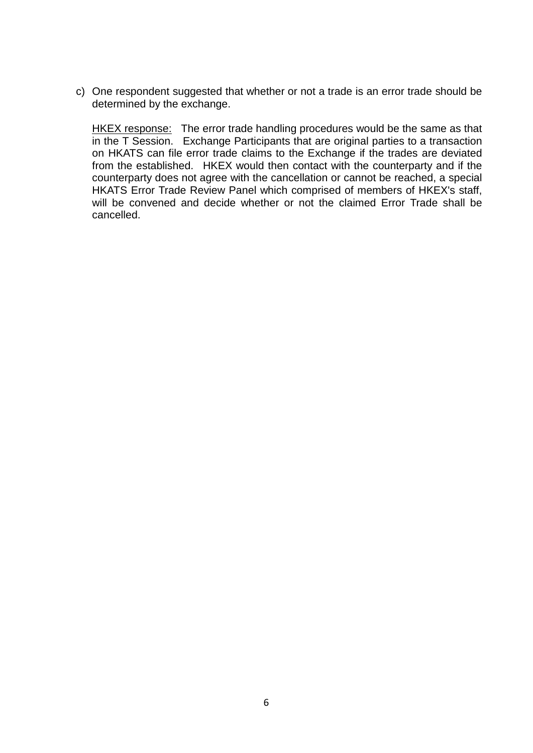c) One respondent suggested that whether or not a trade is an error trade should be determined by the exchange.

   HKEX response: The error trade handling procedures would be the same as that in the T Session. Exchange Participants that are original parties to a transaction on HKATS can file error trade claims to the Exchange if the trades are deviated from the established. HKEX would then contact with the counterparty and if the counterparty does not agree with the cancellation or cannot be reached, a special HKATS Error Trade Review Panel which comprised of members of HKEX's staff, will be convened and decide whether or not the claimed Error Trade shall be cancelled.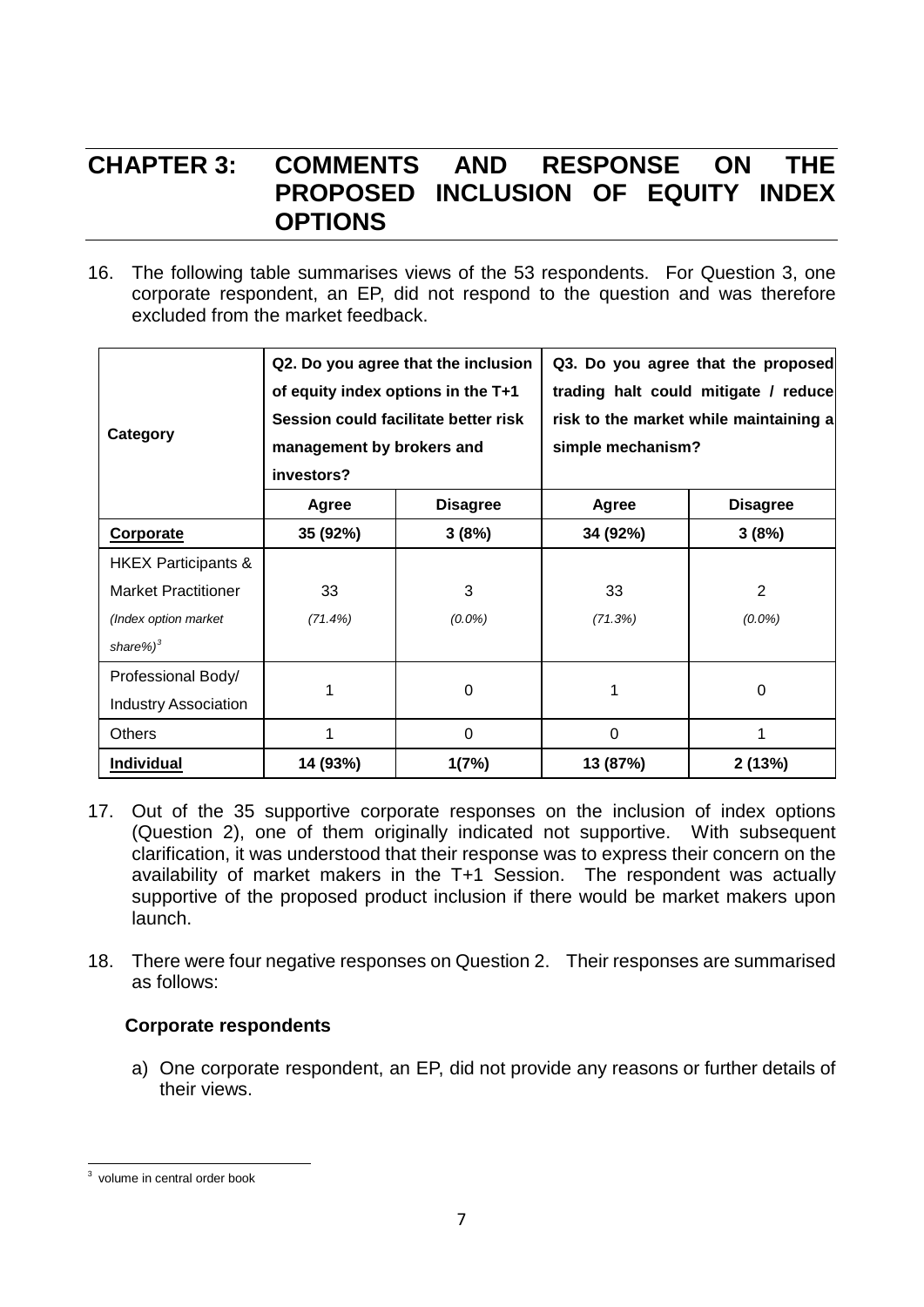# CHAPTER 3: COMMENTS AND RESPONSE ON THE PROPOSED INCLUSION OF EQUITY INDEX OPTIONS

16. The following table summarises views of the 53 respondents. For Question 3, one corporate respondent, an EP, did not respond to the question and was therefore excluded from the market feedback.

| Category | Q2. Do you agree that the inclusion of equity index options in the T+1 Session could facilitate better risk management by brokers and investors? | | Q3. Do you agree that the proposed trading halt could mitigate / reduce risk to the market while maintaining a simple mechanism? | |
|---|---|---|---|---|
| | **Agree** | **Disagree** | **Agree** | **Disagree** |
| **Corporate** | **35 (92%)** | **3 (8%)** | **34 (92%)** | **3 (8%)** |
| HKEX Participants & Market Practitioner *(Index option market share%)*[3] | 33 *(71.4%)* | 3 *(0.0%)* | 33 *(71.3%)* | 2 *(0.0%)* |
| Professional Body/ Industry Association | 1 | 0 | 1 | 0 |
| Others | 1 | 0 | 0 | 1 |
| **Individual** | **14 (93%)** | **1(7%)** | **13 (87%)** | **2 (13%)** |

17. Out of the 35 supportive corporate responses on the inclusion of index options (Question 2), one of them originally indicated not supportive. With subsequent clarification, it was understood that their response was to express their concern on the availability of market makers in the T+1 Session. The respondent was actually supportive of the proposed product inclusion if there would be market makers upon launch.

18. There were four negative responses on Question 2. Their responses are summarised as follows:

**Corporate respondents**

a) One corporate respondent, an EP, did not provide any reasons or further details of their views.

[3] volume in central order book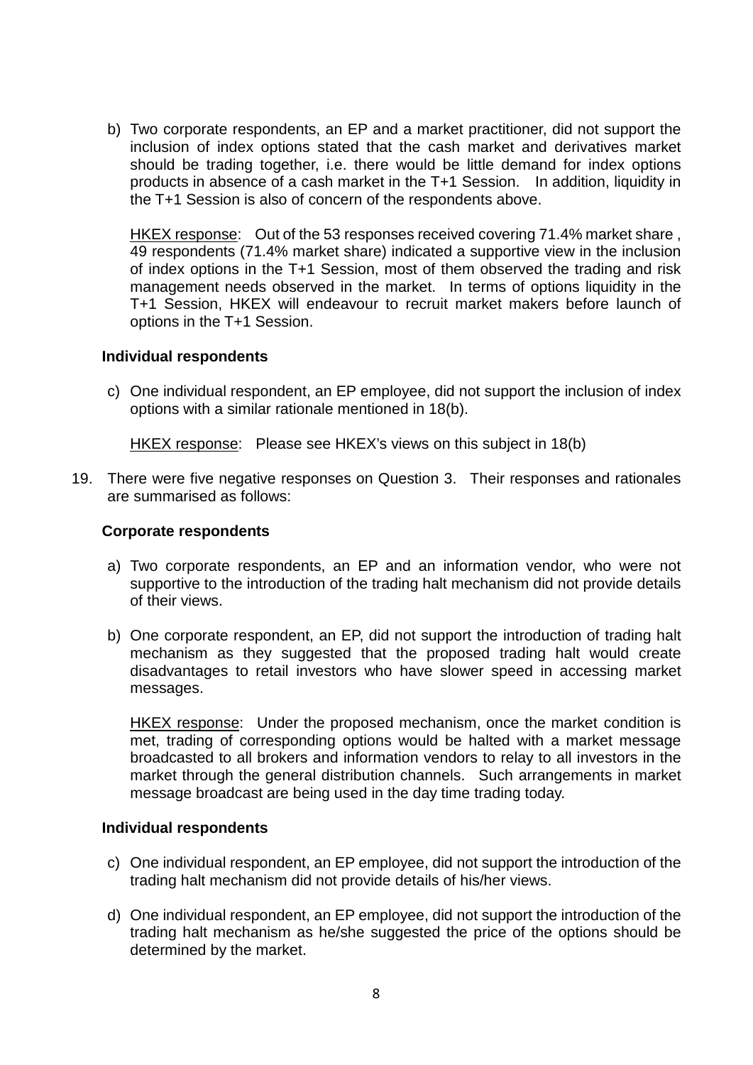b) Two corporate respondents, an EP and a market practitioner, did not support the inclusion of index options stated that the cash market and derivatives market should be trading together, i.e. there would be little demand for index options products in absence of a cash market in the T+1 Session. In addition, liquidity in the T+1 Session is also of concern of the respondents above.

   HKEX response: Out of the 53 responses received covering 71.4% market share , 49 respondents (71.4% market share) indicated a supportive view in the inclusion of index options in the T+1 Session, most of them observed the trading and risk management needs observed in the market. In terms of options liquidity in the T+1 Session, HKEX will endeavour to recruit market makers before launch of options in the T+1 Session.

**Individual respondents**

c) One individual respondent, an EP employee, did not support the inclusion of index options with a similar rationale mentioned in 18(b).

   HKEX response: Please see HKEX's views on this subject in 18(b)

19. There were five negative responses on Question 3. Their responses and rationales are summarised as follows:

**Corporate respondents**

a) Two corporate respondents, an EP and an information vendor, who were not supportive to the introduction of the trading halt mechanism did not provide details of their views.

b) One corporate respondent, an EP, did not support the introduction of trading halt mechanism as they suggested that the proposed trading halt would create disadvantages to retail investors who have slower speed in accessing market messages.

   HKEX response: Under the proposed mechanism, once the market condition is met, trading of corresponding options would be halted with a market message broadcasted to all brokers and information vendors to relay to all investors in the market through the general distribution channels. Such arrangements in market message broadcast are being used in the day time trading today.

**Individual respondents**

c) One individual respondent, an EP employee, did not support the introduction of the trading halt mechanism did not provide details of his/her views.

d) One individual respondent, an EP employee, did not support the introduction of the trading halt mechanism as he/she suggested the price of the options should be determined by the market.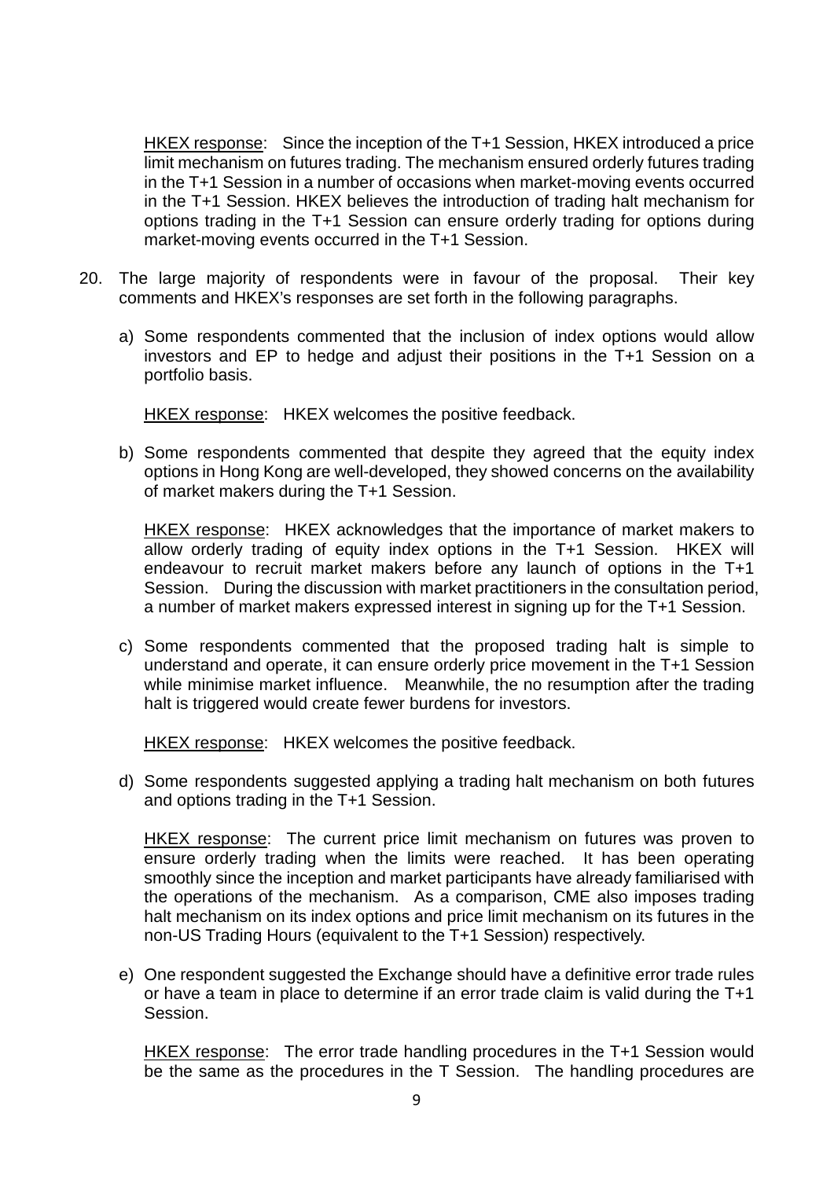HKEX response: Since the inception of the T+1 Session, HKEX introduced a price limit mechanism on futures trading. The mechanism ensured orderly futures trading in the T+1 Session in a number of occasions when market-moving events occurred in the T+1 Session. HKEX believes the introduction of trading halt mechanism for options trading in the T+1 Session can ensure orderly trading for options during market-moving events occurred in the T+1 Session.

20. The large majority of respondents were in favour of the proposal. Their key comments and HKEX's responses are set forth in the following paragraphs.

   a) Some respondents commented that the inclusion of index options would allow investors and EP to hedge and adjust their positions in the T+1 Session on a portfolio basis.

      HKEX response: HKEX welcomes the positive feedback.

   b) Some respondents commented that despite they agreed that the equity index options in Hong Kong are well-developed, they showed concerns on the availability of market makers during the T+1 Session.

      HKEX response: HKEX acknowledges that the importance of market makers to allow orderly trading of equity index options in the T+1 Session. HKEX will endeavour to recruit market makers before any launch of options in the T+1 Session. During the discussion with market practitioners in the consultation period, a number of market makers expressed interest in signing up for the T+1 Session.

   c) Some respondents commented that the proposed trading halt is simple to understand and operate, it can ensure orderly price movement in the T+1 Session while minimise market influence. Meanwhile, the no resumption after the trading halt is triggered would create fewer burdens for investors.

      HKEX response: HKEX welcomes the positive feedback.

   d) Some respondents suggested applying a trading halt mechanism on both futures and options trading in the T+1 Session.

      HKEX response: The current price limit mechanism on futures was proven to ensure orderly trading when the limits were reached. It has been operating smoothly since the inception and market participants have already familiarised with the operations of the mechanism. As a comparison, CME also imposes trading halt mechanism on its index options and price limit mechanism on its futures in the non-US Trading Hours (equivalent to the T+1 Session) respectively.

   e) One respondent suggested the Exchange should have a definitive error trade rules or have a team in place to determine if an error trade claim is valid during the T+1 Session.

      HKEX response: The error trade handling procedures in the T+1 Session would be the same as the procedures in the T Session. The handling procedures are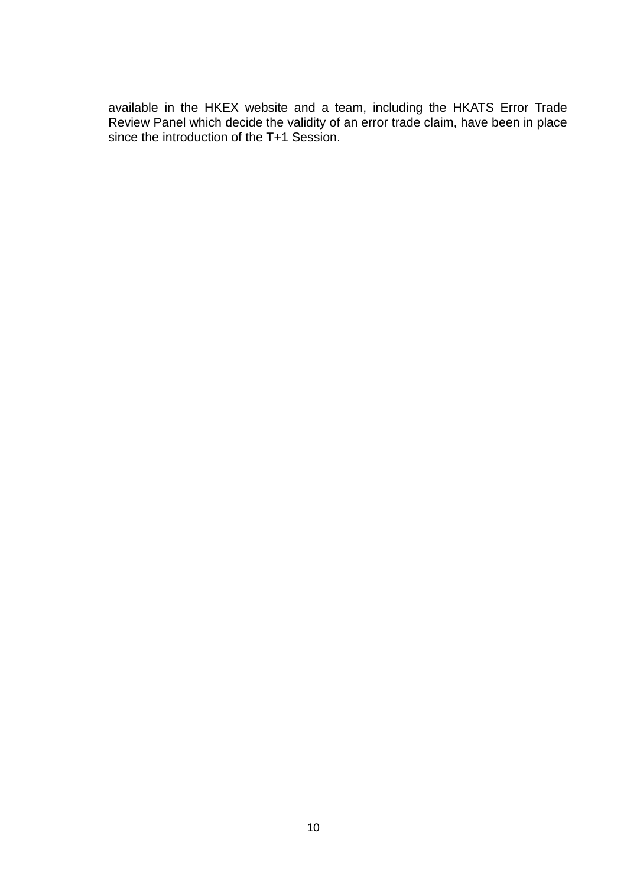available in the HKEX website and a team, including the HKATS Error Trade Review Panel which decide the validity of an error trade claim, have been in place since the introduction of the T+1 Session.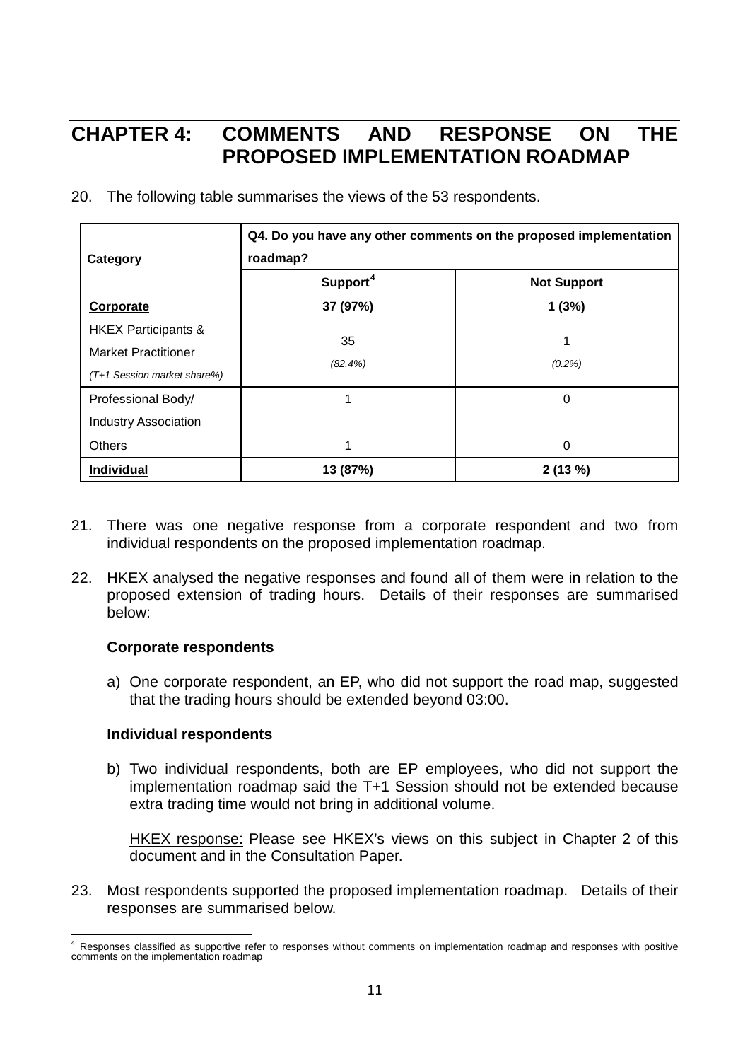# CHAPTER 4: COMMENTS AND RESPONSE ON THE PROPOSED IMPLEMENTATION ROADMAP

20. The following table summarises the views of the 53 respondents.

| Category | Q4. Do you have any other comments on the proposed implementation roadmap? | |
|---|---|---|
| | **Support**[4] | **Not Support** |
| **Corporate** | **37 (97%)** | **1 (3%)** |
| HKEX Participants & Market Practitioner *(T+1 Session market share%)* | 35 *(82.4%)* | 1 *(0.2%)* |
| Professional Body/ Industry Association | 1 | 0 |
| Others | 1 | 0 |
| **Individual** | **13 (87%)** | **2 (13 %)** |

21. There was one negative response from a corporate respondent and two from individual respondents on the proposed implementation roadmap.

22. HKEX analysed the negative responses and found all of them were in relation to the proposed extension of trading hours. Details of their responses are summarised below:

**Corporate respondents**

a) One corporate respondent, an EP, who did not support the road map, suggested that the trading hours should be extended beyond 03:00.

**Individual respondents**

b) Two individual respondents, both are EP employees, who did not support the implementation roadmap said the T+1 Session should not be extended because extra trading time would not bring in additional volume.

<u>HKEX response:</u> Please see HKEX's views on this subject in Chapter 2 of this document and in the Consultation Paper.

23. Most respondents supported the proposed implementation roadmap. Details of their responses are summarised below.

[4] Responses classified as supportive refer to responses without comments on implementation roadmap and responses with positive comments on the implementation roadmap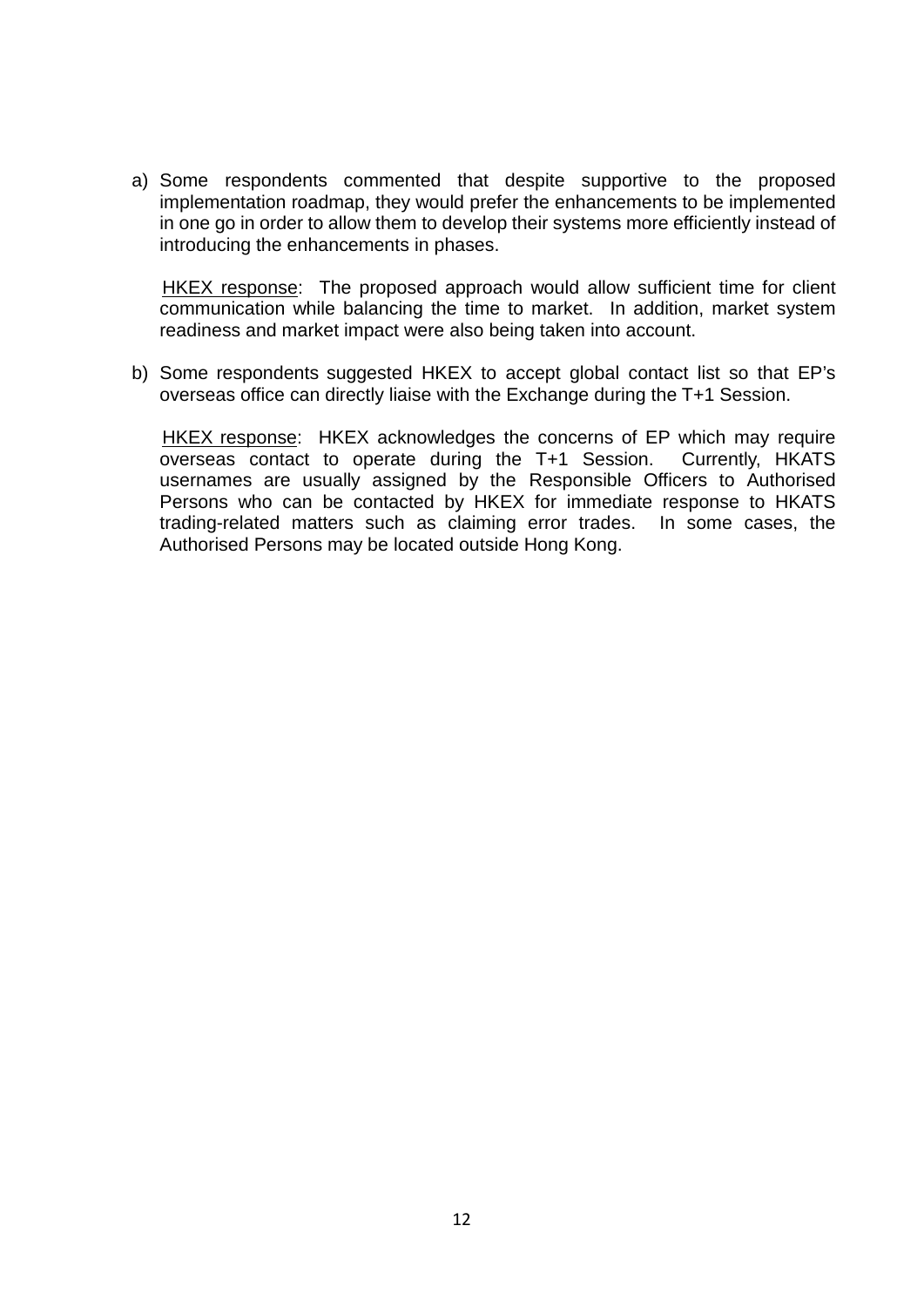a) Some respondents commented that despite supportive to the proposed implementation roadmap, they would prefer the enhancements to be implemented in one go in order to allow them to develop their systems more efficiently instead of introducing the enhancements in phases.

   HKEX response: The proposed approach would allow sufficient time for client communication while balancing the time to market. In addition, market system readiness and market impact were also being taken into account.

b) Some respondents suggested HKEX to accept global contact list so that EP's overseas office can directly liaise with the Exchange during the T+1 Session.

   HKEX response: HKEX acknowledges the concerns of EP which may require overseas contact to operate during the T+1 Session. Currently, HKATS usernames are usually assigned by the Responsible Officers to Authorised Persons who can be contacted by HKEX for immediate response to HKATS trading-related matters such as claiming error trades. In some cases, the Authorised Persons may be located outside Hong Kong.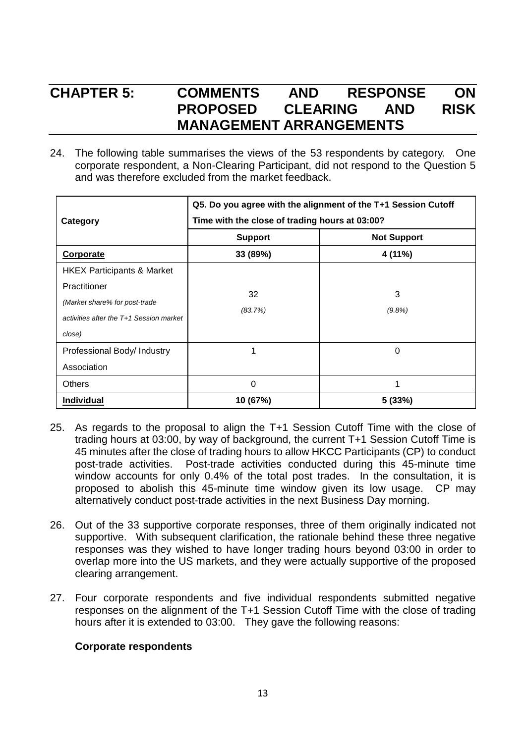# CHAPTER 5: COMMENTS AND RESPONSE ON PROPOSED CLEARING AND RISK MANAGEMENT ARRANGEMENTS

24. The following table summarises the views of the 53 respondents by category. One corporate respondent, a Non-Clearing Participant, did not respond to the Question 5 and was therefore excluded from the market feedback.

| Category | Q5. Do you agree with the alignment of the T+1 Session Cutoff Time with the close of trading hours at 03:00? | |
|---|---|---|
| | **Support** | **Not Support** |
| **Corporate** | **33 (89%)** | **4 (11%)** |
| HKEX Participants & Market Practitioner *(Market share% for post-trade activities after the T+1 Session market close)* | 32 *(83.7%)* | 3 *(9.8%)* |
| Professional Body/ Industry Association | 1 | 0 |
| Others | 0 | 1 |
| **Individual** | **10 (67%)** | **5 (33%)** |

25. As regards to the proposal to align the T+1 Session Cutoff Time with the close of trading hours at 03:00, by way of background, the current T+1 Session Cutoff Time is 45 minutes after the close of trading hours to allow HKCC Participants (CP) to conduct post-trade activities. Post-trade activities conducted during this 45-minute time window accounts for only 0.4% of the total post trades. In the consultation, it is proposed to abolish this 45-minute time window given its low usage. CP may alternatively conduct post-trade activities in the next Business Day morning.

26. Out of the 33 supportive corporate responses, three of them originally indicated not supportive. With subsequent clarification, the rationale behind these three negative responses was they wished to have longer trading hours beyond 03:00 in order to overlap more into the US markets, and they were actually supportive of the proposed clearing arrangement.

27. Four corporate respondents and five individual respondents submitted negative responses on the alignment of the T+1 Session Cutoff Time with the close of trading hours after it is extended to 03:00. They gave the following reasons:

**Corporate respondents**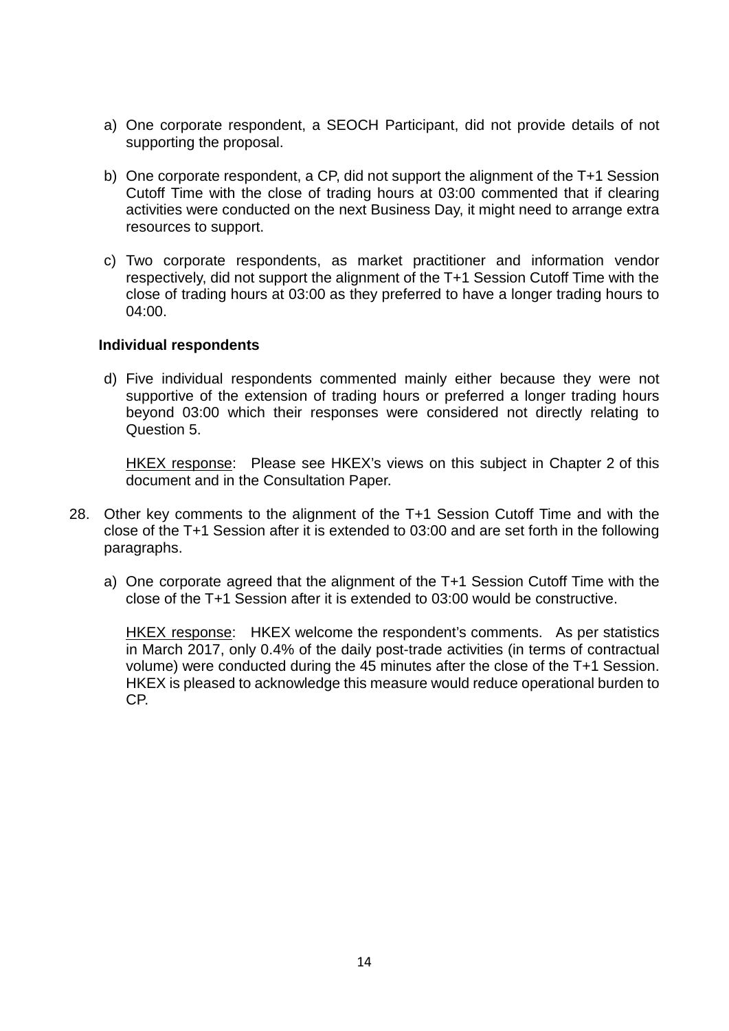a) One corporate respondent, a SEOCH Participant, did not provide details of not supporting the proposal.

b) One corporate respondent, a CP, did not support the alignment of the T+1 Session Cutoff Time with the close of trading hours at 03:00 commented that if clearing activities were conducted on the next Business Day, it might need to arrange extra resources to support.

c) Two corporate respondents, as market practitioner and information vendor respectively, did not support the alignment of the T+1 Session Cutoff Time with the close of trading hours at 03:00 as they preferred to have a longer trading hours to 04:00.

**Individual respondents**

d) Five individual respondents commented mainly either because they were not supportive of the extension of trading hours or preferred a longer trading hours beyond 03:00 which their responses were considered not directly relating to Question 5.

   <u>HKEX response</u>: Please see HKEX's views on this subject in Chapter 2 of this document and in the Consultation Paper.

28. Other key comments to the alignment of the T+1 Session Cutoff Time and with the close of the T+1 Session after it is extended to 03:00 and are set forth in the following paragraphs.

   a) One corporate agreed that the alignment of the T+1 Session Cutoff Time with the close of the T+1 Session after it is extended to 03:00 would be constructive.

      <u>HKEX response</u>: HKEX welcome the respondent's comments. As per statistics in March 2017, only 0.4% of the daily post-trade activities (in terms of contractual volume) were conducted during the 45 minutes after the close of the T+1 Session. HKEX is pleased to acknowledge this measure would reduce operational burden to CP.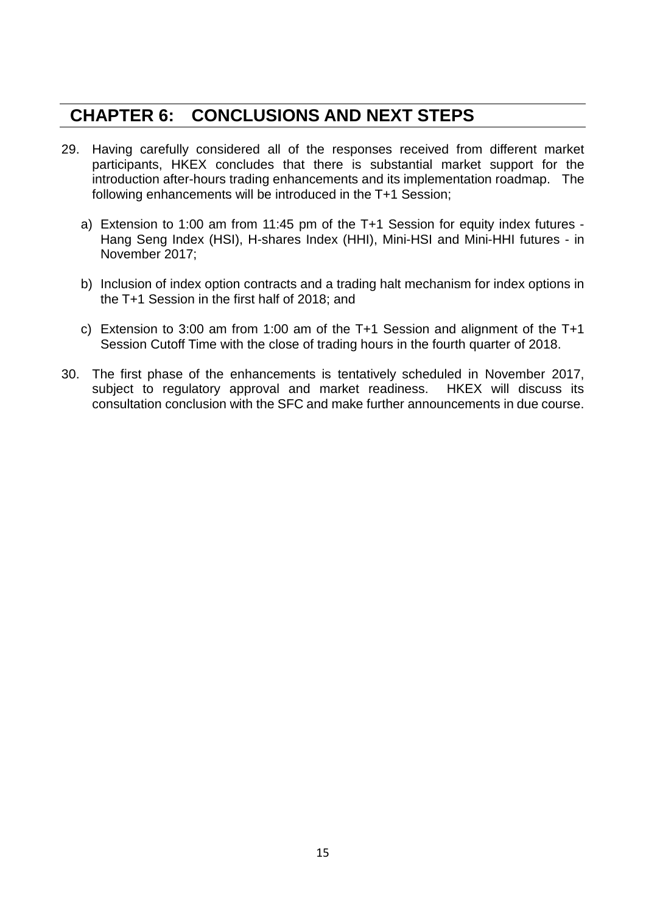# CHAPTER 6: CONCLUSIONS AND NEXT STEPS

29. Having carefully considered all of the responses received from different market participants, HKEX concludes that there is substantial market support for the introduction after-hours trading enhancements and its implementation roadmap. The following enhancements will be introduced in the T+1 Session;

    a) Extension to 1:00 am from 11:45 pm of the T+1 Session for equity index futures - Hang Seng Index (HSI), H-shares Index (HHI), Mini-HSI and Mini-HHI futures - in November 2017;

    b) Inclusion of index option contracts and a trading halt mechanism for index options in the T+1 Session in the first half of 2018; and

    c) Extension to 3:00 am from 1:00 am of the T+1 Session and alignment of the T+1 Session Cutoff Time with the close of trading hours in the fourth quarter of 2018.

30. The first phase of the enhancements is tentatively scheduled in November 2017, subject to regulatory approval and market readiness. HKEX will discuss its consultation conclusion with the SFC and make further announcements in due course.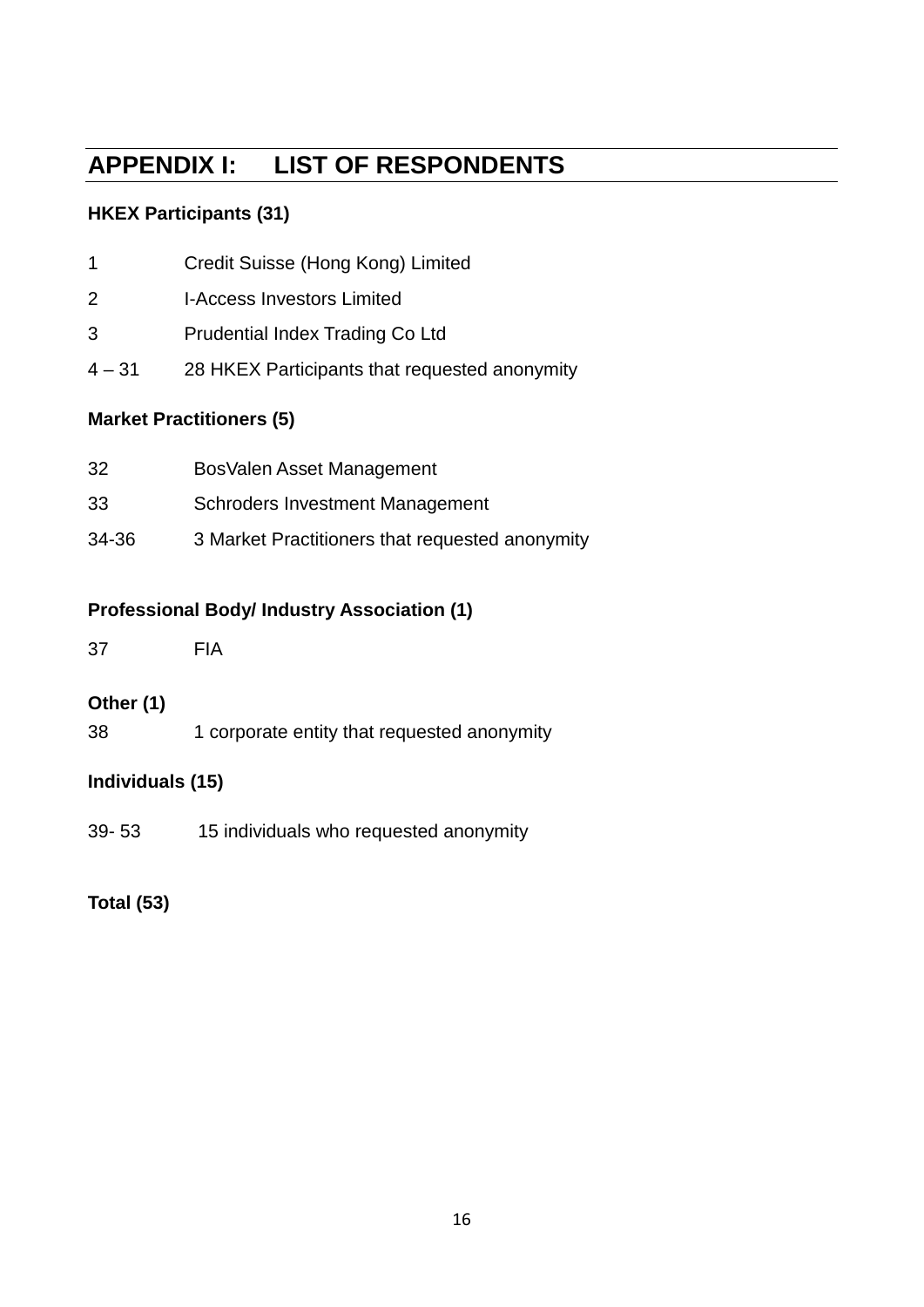# APPENDIX I: LIST OF RESPONDENTS

**HKEX Participants (31)**

| | |
|---|---|
| 1 | Credit Suisse (Hong Kong) Limited |
| 2 | I-Access Investors Limited |
| 3 | Prudential Index Trading Co Ltd |
| 4 – 31 | 28 HKEX Participants that requested anonymity |

**Market Practitioners (5)**

| | |
|---|---|
| 32 | BosValen Asset Management |
| 33 | Schroders Investment Management |
| 34-36 | 3 Market Practitioners that requested anonymity |

**Professional Body/ Industry Association (1)**

| | |
|---|---|
| 37 | FIA |

**Other (1)**

| | |
|---|---|
| 38 | 1 corporate entity that requested anonymity |

**Individuals (15)**

| | |
|---|---|
| 39- 53 | 15 individuals who requested anonymity |

**Total (53)**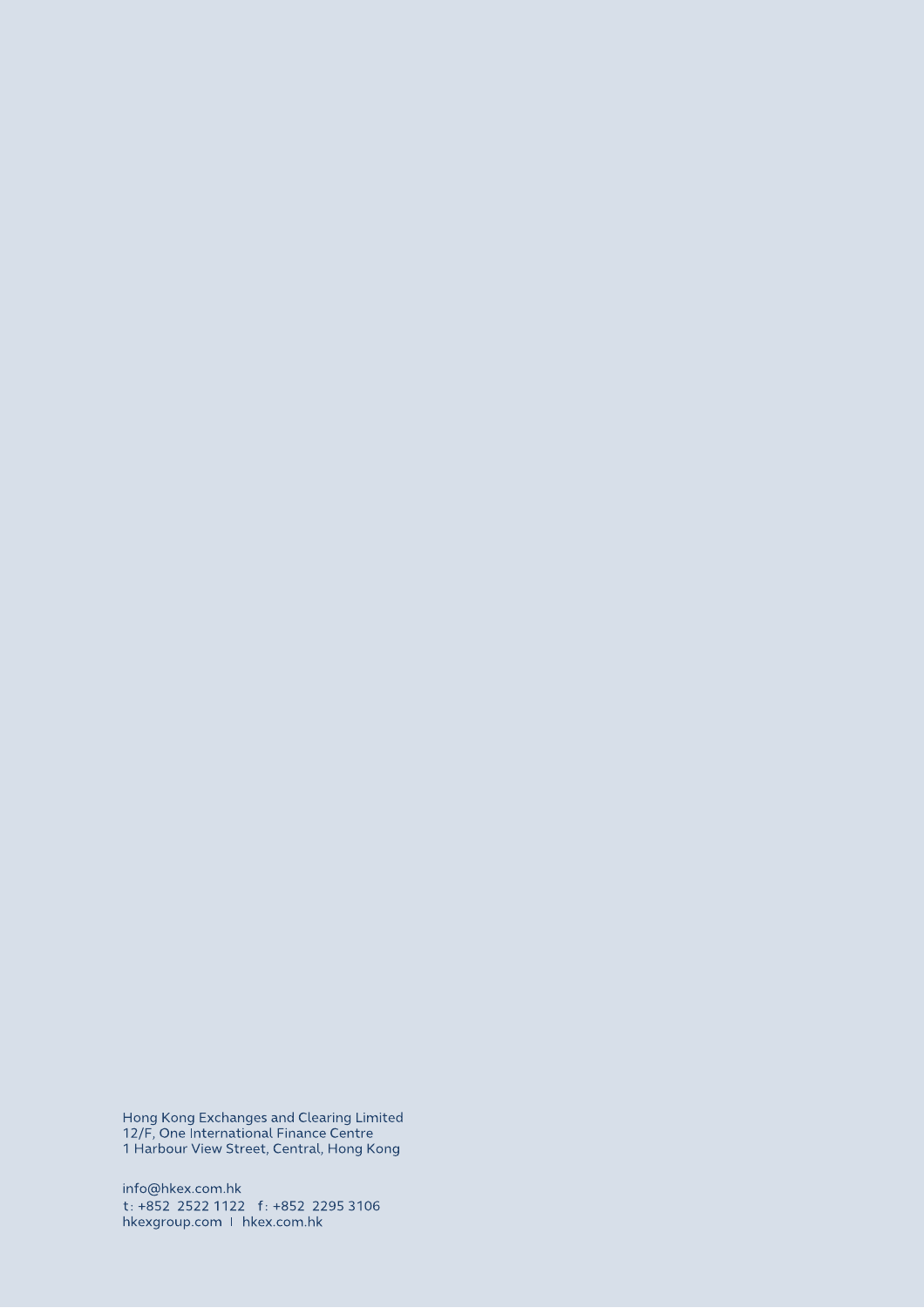Hong Kong Exchanges and Clearing Limited
12/F, One International Finance Centre
1 Harbour View Street, Central, Hong Kong

info@hkex.com.hk
t: +852 2522 1122 f: +852 2295 3106
hkexgroup.com | hkex.com.hk